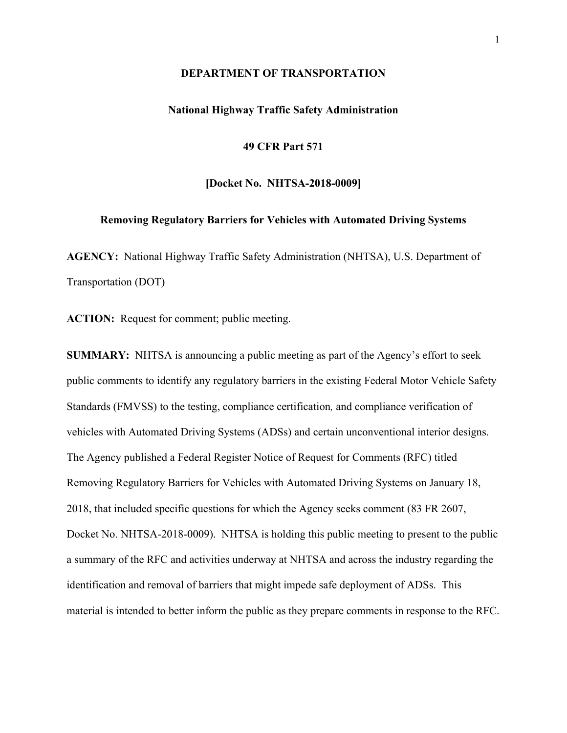**DEPARTMENT OF TRANSPORTATION**

**National Highway Traffic Safety Administration**

**49 CFR Part 571**

**[Docket No. NHTSA-2018-0009]**

**Removing Regulatory Barriers for Vehicles with Automated Driving Systems**

**AGENCY:** National Highway Traffic Safety Administration (NHTSA), U.S. Department of Transportation (DOT)

**ACTION:** Request for comment; public meeting.

**SUMMARY:** NHTSA is announcing a public meeting as part of the Agency's effort to seek public comments to identify any regulatory barriers in the existing Federal Motor Vehicle Safety Standards (FMVSS) to the testing, compliance certification, and compliance verification of vehicles with Automated Driving Systems (ADSs) and certain unconventional interior designs. The Agency published a Federal Register Notice of Request for Comments (RFC) titled Removing Regulatory Barriers for Vehicles with Automated Driving Systems on January 18, 2018, that included specific questions for which the Agency seeks comment (83 FR 2607, Docket No. NHTSA-2018-0009). NHTSA is holding this public meeting to present to the public a summary of the RFC and activities underway at NHTSA and across the industry regarding the identification and removal of barriers that might impede safe deployment of ADSs. This material is intended to better inform the public as they prepare comments in response to the RFC.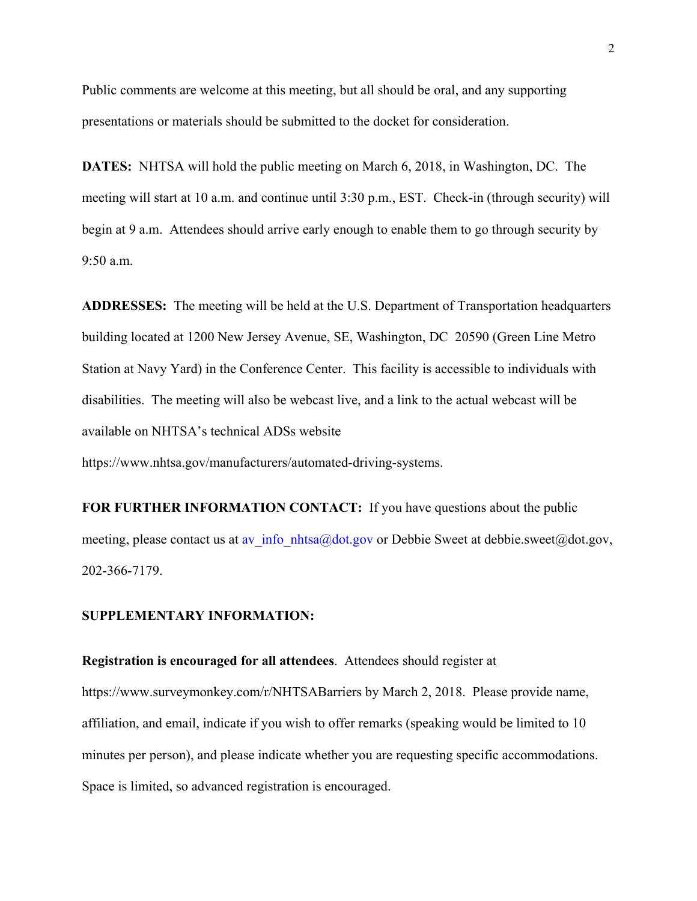Public comments are welcome at this meeting, but all should be oral, and any supporting presentations or materials should be submitted to the docket for consideration.

**DATES:** NHTSA will hold the public meeting on March 6, 2018, in Washington, DC. The meeting will start at 10 a.m. and continue until 3:30 p.m., EST. Check-in (through security) will begin at 9 a.m. Attendees should arrive early enough to enable them to go through security by 9:50 a.m.

**ADDRESSES:** The meeting will be held at the U.S. Department of Transportation headquarters building located at 1200 New Jersey Avenue, SE, Washington, DC 20590 (Green Line Metro Station at Navy Yard) in the Conference Center. This facility is accessible to individuals with disabilities. The meeting will also be webcast live, and a link to the actual webcast will be available on NHTSA's technical ADSs website https://www.nhtsa.gov/manufacturers/automated-driving-systems.

**FOR FURTHER INFORMATION CONTACT:** If you have questions about the public meeting, please contact us at av_info_nhtsa@dot.gov or Debbie Sweet at debbie.sweet@dot.gov, 202-366-7179.

**SUPPLEMENTARY INFORMATION:**

**Registration is encouraged for all attendees**. Attendees should register at https://www.surveymonkey.com/r/NHTSABarriers by March 2, 2018. Please provide name, affiliation, and email, indicate if you wish to offer remarks (speaking would be limited to 10 minutes per person), and please indicate whether you are requesting specific accommodations. Space is limited, so advanced registration is encouraged.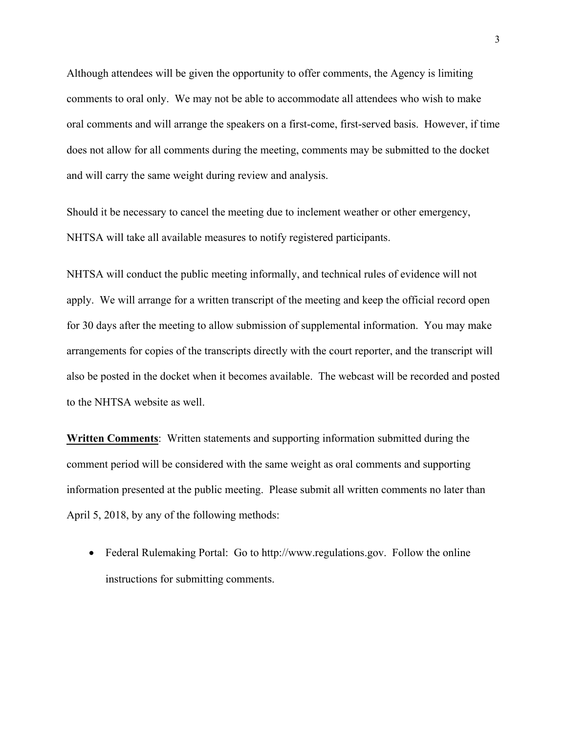Although attendees will be given the opportunity to offer comments, the Agency is limiting comments to oral only. We may not be able to accommodate all attendees who wish to make oral comments and will arrange the speakers on a first-come, first-served basis. However, if time does not allow for all comments during the meeting, comments may be submitted to the docket and will carry the same weight during review and analysis.

Should it be necessary to cancel the meeting due to inclement weather or other emergency, NHTSA will take all available measures to notify registered participants.

NHTSA will conduct the public meeting informally, and technical rules of evidence will not apply. We will arrange for a written transcript of the meeting and keep the official record open for 30 days after the meeting to allow submission of supplemental information. You may make arrangements for copies of the transcripts directly with the court reporter, and the transcript will also be posted in the docket when it becomes available. The webcast will be recorded and posted to the NHTSA website as well.

**Written Comments**: Written statements and supporting information submitted during the comment period will be considered with the same weight as oral comments and supporting information presented at the public meeting. Please submit all written comments no later than April 5, 2018, by any of the following methods:

- Federal Rulemaking Portal: Go to http://www.regulations.gov. Follow the online instructions for submitting comments.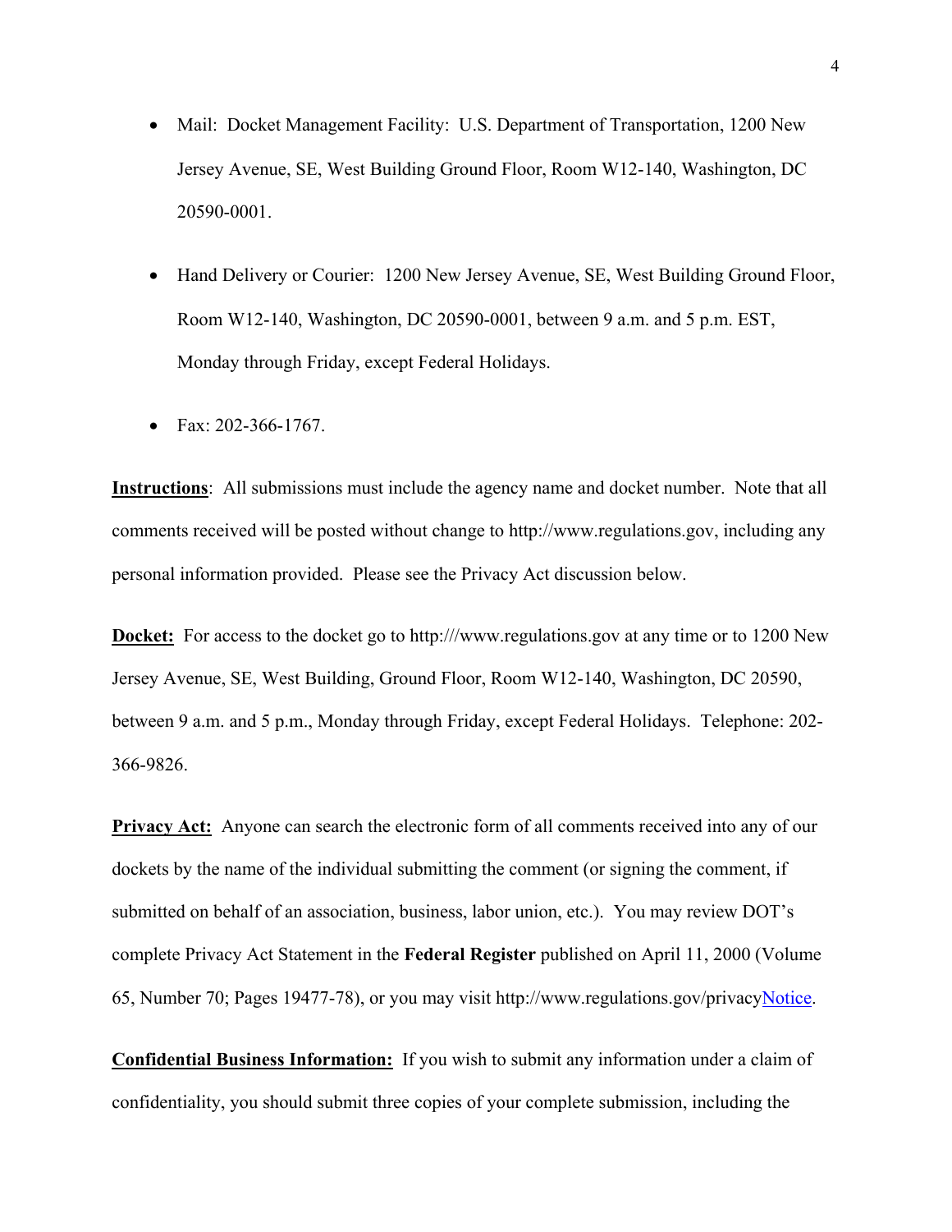- Mail: Docket Management Facility: U.S. Department of Transportation, 1200 New Jersey Avenue, SE, West Building Ground Floor, Room W12-140, Washington, DC 20590-0001.

- Hand Delivery or Courier: 1200 New Jersey Avenue, SE, West Building Ground Floor, Room W12-140, Washington, DC 20590-0001, between 9 a.m. and 5 p.m. EST, Monday through Friday, except Federal Holidays.

- Fax: 202-366-1767.

**Instructions**: All submissions must include the agency name and docket number. Note that all comments received will be posted without change to http://www.regulations.gov, including any personal information provided. Please see the Privacy Act discussion below.

**Docket:** For access to the docket go to http:///www.regulations.gov at any time or to 1200 New Jersey Avenue, SE, West Building, Ground Floor, Room W12-140, Washington, DC 20590, between 9 a.m. and 5 p.m., Monday through Friday, except Federal Holidays. Telephone: 202-366-9826.

**Privacy Act:** Anyone can search the electronic form of all comments received into any of our dockets by the name of the individual submitting the comment (or signing the comment, if submitted on behalf of an association, business, labor union, etc.). You may review DOT's complete Privacy Act Statement in the **Federal Register** published on April 11, 2000 (Volume 65, Number 70; Pages 19477-78), or you may visit http://www.regulations.gov/privacyNotice.

**Confidential Business Information:** If you wish to submit any information under a claim of confidentiality, you should submit three copies of your complete submission, including the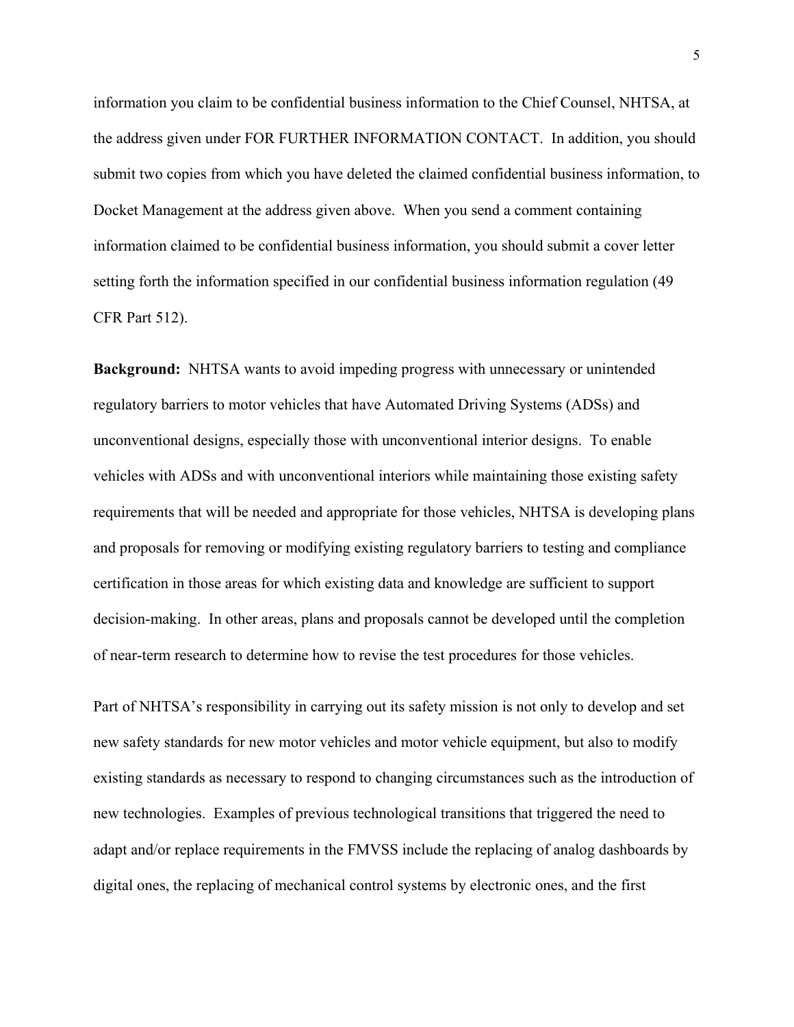information you claim to be confidential business information to the Chief Counsel, NHTSA, at the address given under FOR FURTHER INFORMATION CONTACT. In addition, you should submit two copies from which you have deleted the claimed confidential business information, to Docket Management at the address given above. When you send a comment containing information claimed to be confidential business information, you should submit a cover letter setting forth the information specified in our confidential business information regulation (49 CFR Part 512).

**Background:** NHTSA wants to avoid impeding progress with unnecessary or unintended regulatory barriers to motor vehicles that have Automated Driving Systems (ADSs) and unconventional designs, especially those with unconventional interior designs. To enable vehicles with ADSs and with unconventional interiors while maintaining those existing safety requirements that will be needed and appropriate for those vehicles, NHTSA is developing plans and proposals for removing or modifying existing regulatory barriers to testing and compliance certification in those areas for which existing data and knowledge are sufficient to support decision-making. In other areas, plans and proposals cannot be developed until the completion of near-term research to determine how to revise the test procedures for those vehicles.

Part of NHTSA's responsibility in carrying out its safety mission is not only to develop and set new safety standards for new motor vehicles and motor vehicle equipment, but also to modify existing standards as necessary to respond to changing circumstances such as the introduction of new technologies. Examples of previous technological transitions that triggered the need to adapt and/or replace requirements in the FMVSS include the replacing of analog dashboards by digital ones, the replacing of mechanical control systems by electronic ones, and the first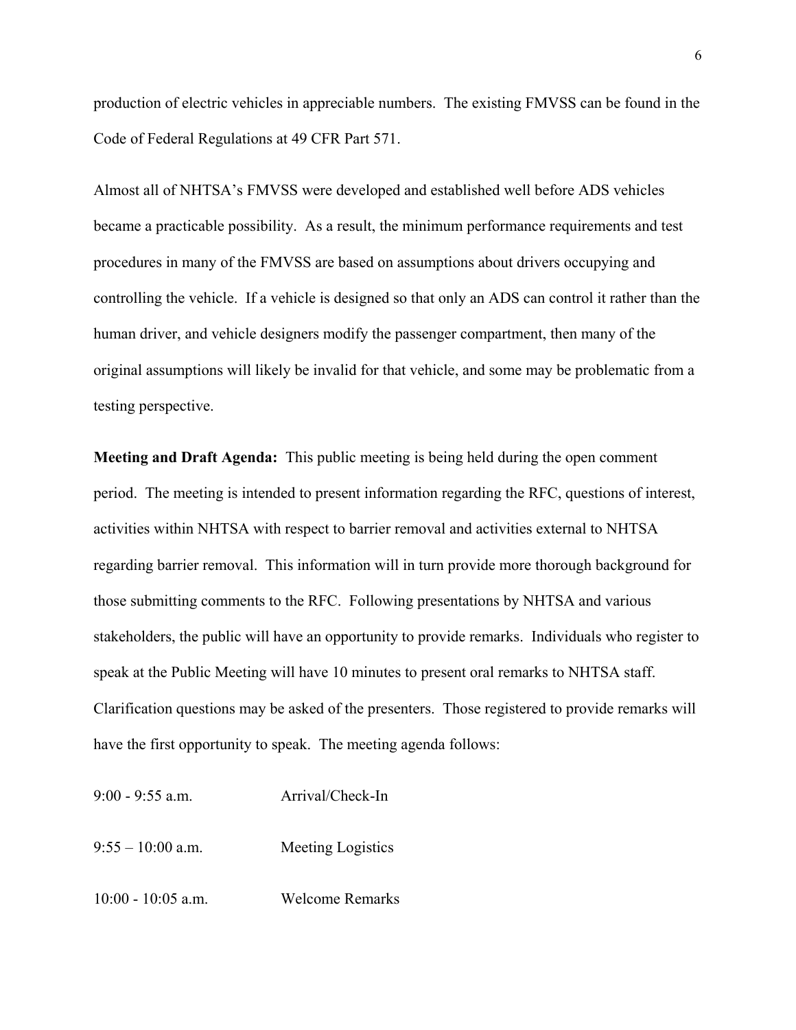production of electric vehicles in appreciable numbers. The existing FMVSS can be found in the Code of Federal Regulations at 49 CFR Part 571.

Almost all of NHTSA's FMVSS were developed and established well before ADS vehicles became a practicable possibility. As a result, the minimum performance requirements and test procedures in many of the FMVSS are based on assumptions about drivers occupying and controlling the vehicle. If a vehicle is designed so that only an ADS can control it rather than the human driver, and vehicle designers modify the passenger compartment, then many of the original assumptions will likely be invalid for that vehicle, and some may be problematic from a testing perspective.

**Meeting and Draft Agenda:** This public meeting is being held during the open comment period. The meeting is intended to present information regarding the RFC, questions of interest, activities within NHTSA with respect to barrier removal and activities external to NHTSA regarding barrier removal. This information will in turn provide more thorough background for those submitting comments to the RFC. Following presentations by NHTSA and various stakeholders, the public will have an opportunity to provide remarks. Individuals who register to speak at the Public Meeting will have 10 minutes to present oral remarks to NHTSA staff. Clarification questions may be asked of the presenters. Those registered to provide remarks will have the first opportunity to speak. The meeting agenda follows:

| | |
|---|---|
| 9:00 - 9:55 a.m. | Arrival/Check-In |
| 9:55 – 10:00 a.m. | Meeting Logistics |
| 10:00 - 10:05 a.m. | Welcome Remarks |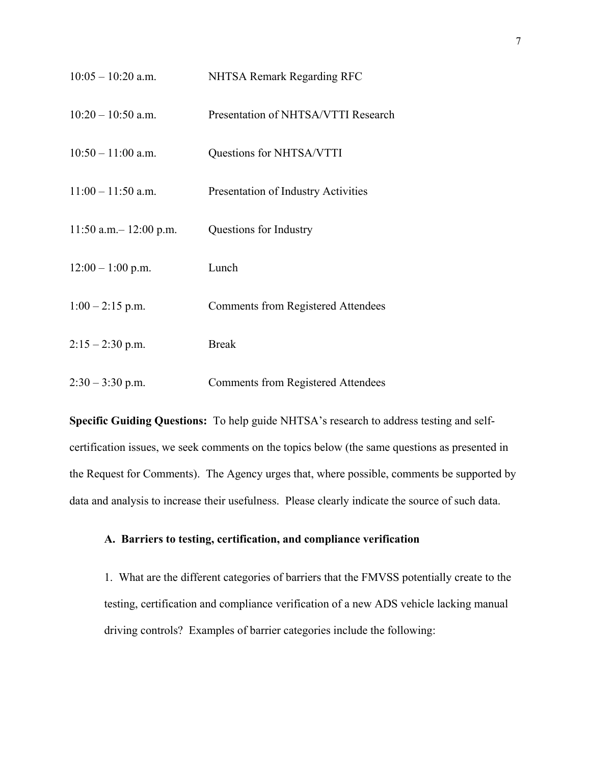| | |
|---|---|
| 10:05 – 10:20 a.m. | NHTSA Remark Regarding RFC |
| 10:20 – 10:50 a.m. | Presentation of NHTSA/VTTI Research |
| 10:50 – 11:00 a.m. | Questions for NHTSA/VTTI |
| 11:00 – 11:50 a.m. | Presentation of Industry Activities |
| 11:50 a.m.– 12:00 p.m. | Questions for Industry |
| 12:00 – 1:00 p.m. | Lunch |
| 1:00 – 2:15 p.m. | Comments from Registered Attendees |
| 2:15 – 2:30 p.m. | Break |
| 2:30 – 3:30 p.m. | Comments from Registered Attendees |

**Specific Guiding Questions:** To help guide NHTSA's research to address testing and self-certification issues, we seek comments on the topics below (the same questions as presented in the Request for Comments). The Agency urges that, where possible, comments be supported by data and analysis to increase their usefulness. Please clearly indicate the source of such data.

**A. Barriers to testing, certification, and compliance verification**

1. What are the different categories of barriers that the FMVSS potentially create to the testing, certification and compliance verification of a new ADS vehicle lacking manual driving controls? Examples of barrier categories include the following: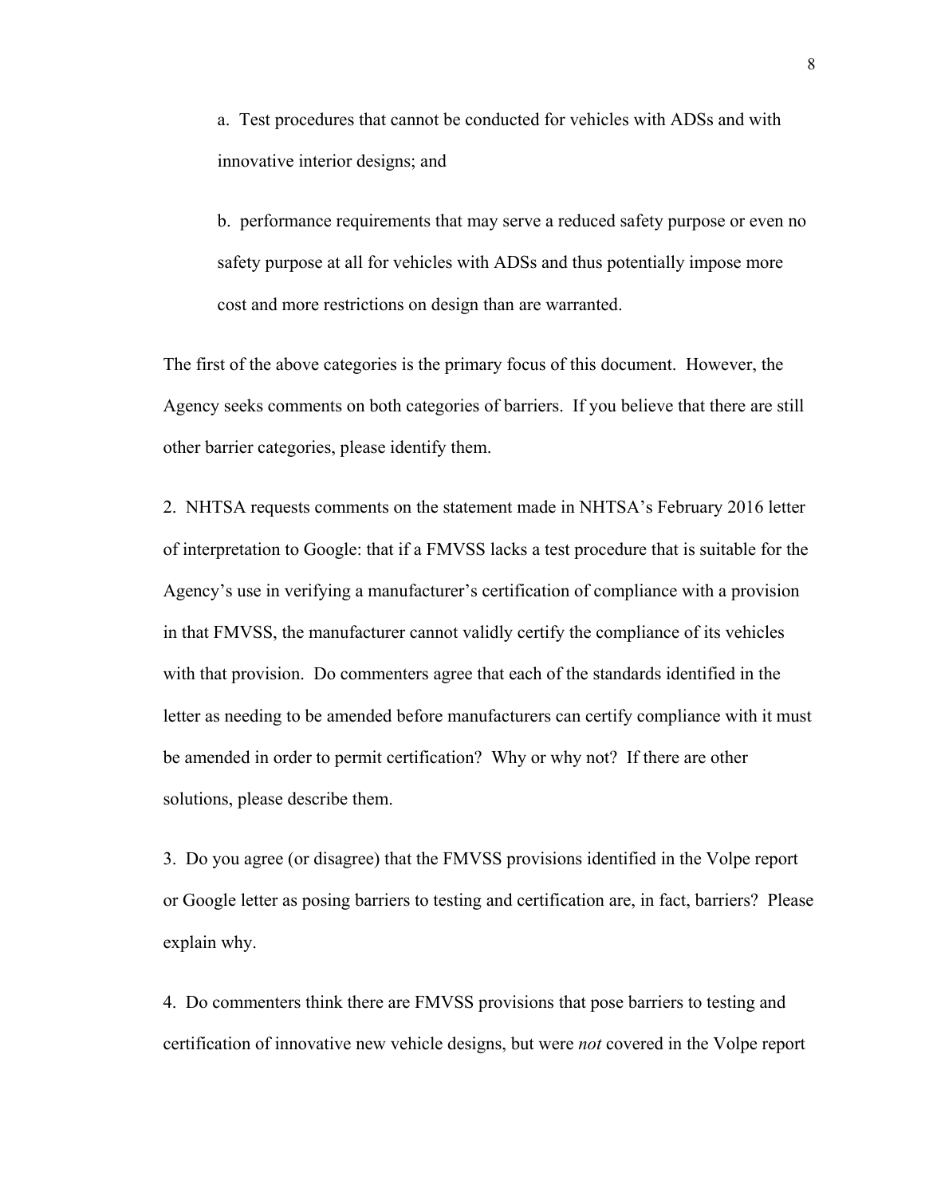a. Test procedures that cannot be conducted for vehicles with ADSs and with innovative interior designs; and

b. performance requirements that may serve a reduced safety purpose or even no safety purpose at all for vehicles with ADSs and thus potentially impose more cost and more restrictions on design than are warranted.

The first of the above categories is the primary focus of this document. However, the Agency seeks comments on both categories of barriers. If you believe that there are still other barrier categories, please identify them.

2. NHTSA requests comments on the statement made in NHTSA's February 2016 letter of interpretation to Google: that if a FMVSS lacks a test procedure that is suitable for the Agency's use in verifying a manufacturer's certification of compliance with a provision in that FMVSS, the manufacturer cannot validly certify the compliance of its vehicles with that provision. Do commenters agree that each of the standards identified in the letter as needing to be amended before manufacturers can certify compliance with it must be amended in order to permit certification? Why or why not? If there are other solutions, please describe them.

3. Do you agree (or disagree) that the FMVSS provisions identified in the Volpe report or Google letter as posing barriers to testing and certification are, in fact, barriers? Please explain why.

4. Do commenters think there are FMVSS provisions that pose barriers to testing and certification of innovative new vehicle designs, but were *not* covered in the Volpe report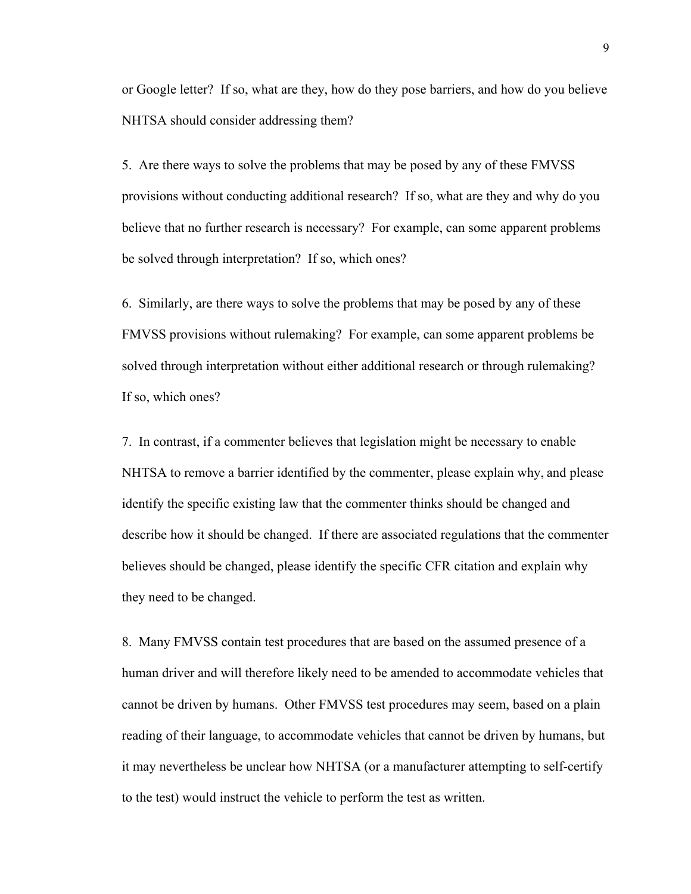or Google letter? If so, what are they, how do they pose barriers, and how do you believe NHTSA should consider addressing them?

5. Are there ways to solve the problems that may be posed by any of these FMVSS provisions without conducting additional research? If so, what are they and why do you believe that no further research is necessary? For example, can some apparent problems be solved through interpretation? If so, which ones?

6. Similarly, are there ways to solve the problems that may be posed by any of these FMVSS provisions without rulemaking? For example, can some apparent problems be solved through interpretation without either additional research or through rulemaking? If so, which ones?

7. In contrast, if a commenter believes that legislation might be necessary to enable NHTSA to remove a barrier identified by the commenter, please explain why, and please identify the specific existing law that the commenter thinks should be changed and describe how it should be changed. If there are associated regulations that the commenter believes should be changed, please identify the specific CFR citation and explain why they need to be changed.

8. Many FMVSS contain test procedures that are based on the assumed presence of a human driver and will therefore likely need to be amended to accommodate vehicles that cannot be driven by humans. Other FMVSS test procedures may seem, based on a plain reading of their language, to accommodate vehicles that cannot be driven by humans, but it may nevertheless be unclear how NHTSA (or a manufacturer attempting to self-certify to the test) would instruct the vehicle to perform the test as written.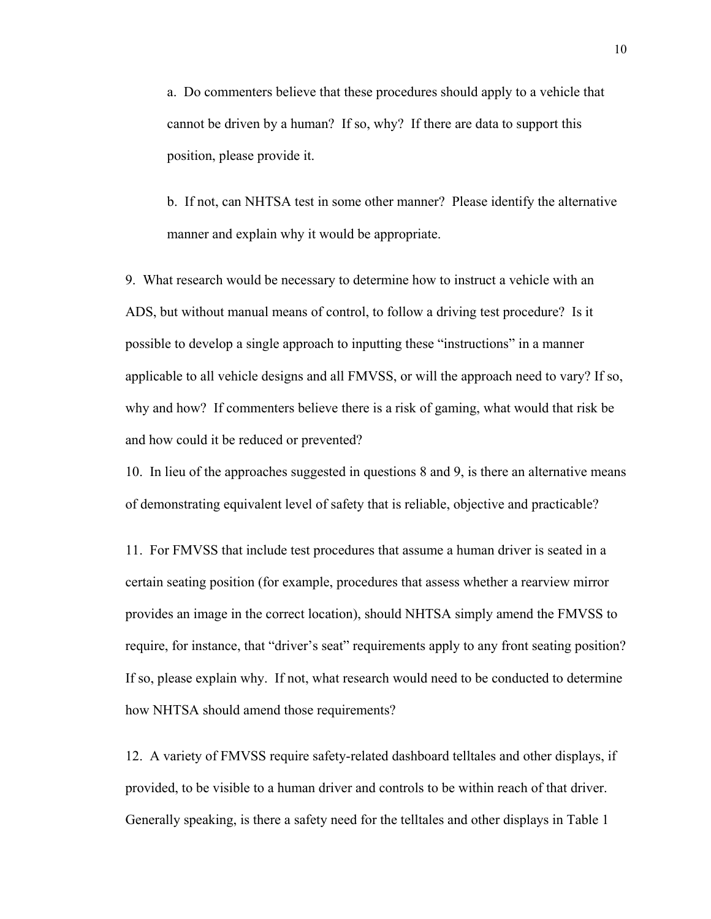a. Do commenters believe that these procedures should apply to a vehicle that cannot be driven by a human? If so, why? If there are data to support this position, please provide it.

b. If not, can NHTSA test in some other manner? Please identify the alternative manner and explain why it would be appropriate.

9. What research would be necessary to determine how to instruct a vehicle with an ADS, but without manual means of control, to follow a driving test procedure? Is it possible to develop a single approach to inputting these "instructions" in a manner applicable to all vehicle designs and all FMVSS, or will the approach need to vary? If so, why and how? If commenters believe there is a risk of gaming, what would that risk be and how could it be reduced or prevented?

10. In lieu of the approaches suggested in questions 8 and 9, is there an alternative means of demonstrating equivalent level of safety that is reliable, objective and practicable?

11. For FMVSS that include test procedures that assume a human driver is seated in a certain seating position (for example, procedures that assess whether a rearview mirror provides an image in the correct location), should NHTSA simply amend the FMVSS to require, for instance, that "driver's seat" requirements apply to any front seating position? If so, please explain why. If not, what research would need to be conducted to determine how NHTSA should amend those requirements?

12. A variety of FMVSS require safety-related dashboard telltales and other displays, if provided, to be visible to a human driver and controls to be within reach of that driver. Generally speaking, is there a safety need for the telltales and other displays in Table 1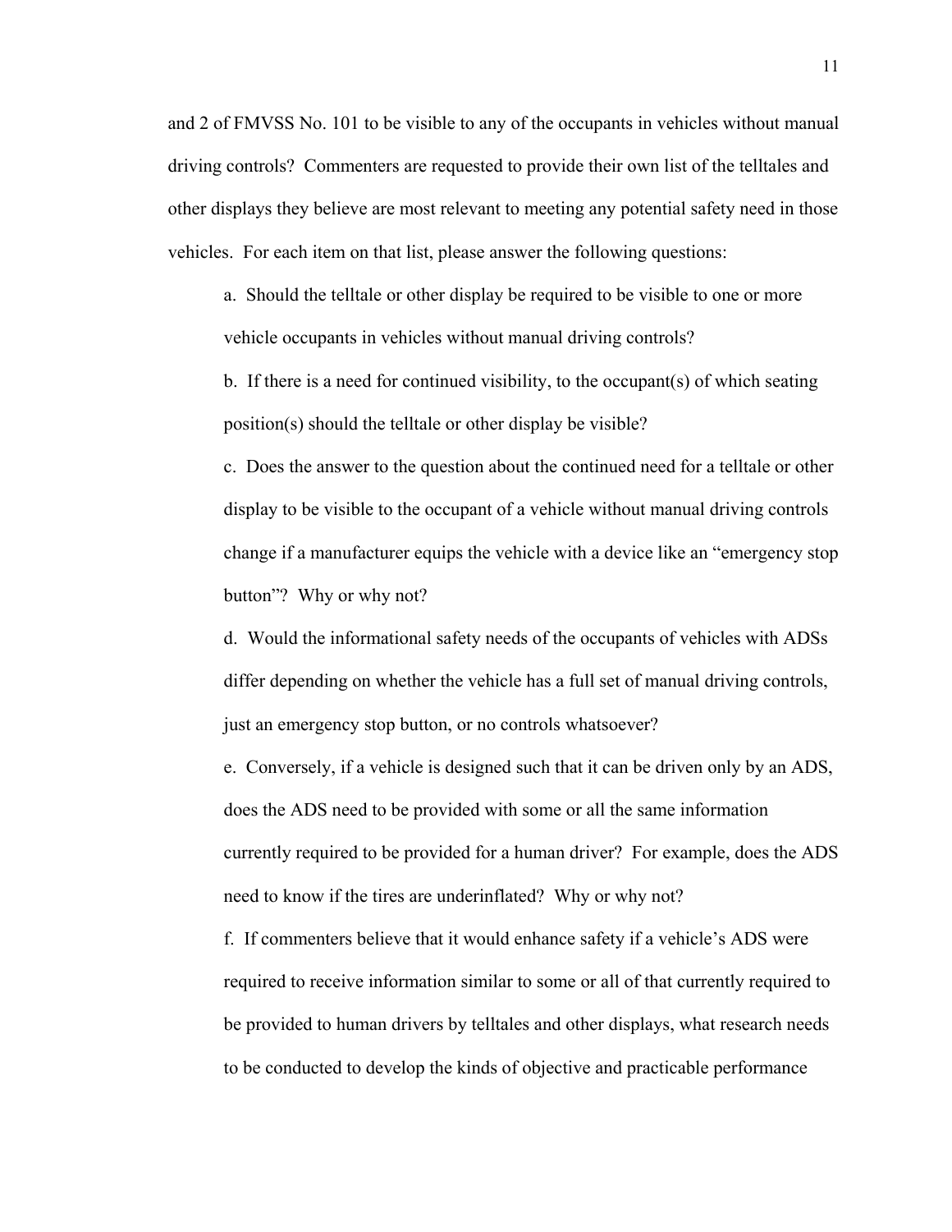and 2 of FMVSS No. 101 to be visible to any of the occupants in vehicles without manual driving controls? Commenters are requested to provide their own list of the telltales and other displays they believe are most relevant to meeting any potential safety need in those vehicles. For each item on that list, please answer the following questions:

a. Should the telltale or other display be required to be visible to one or more vehicle occupants in vehicles without manual driving controls?

b. If there is a need for continued visibility, to the occupant(s) of which seating position(s) should the telltale or other display be visible?

c. Does the answer to the question about the continued need for a telltale or other display to be visible to the occupant of a vehicle without manual driving controls change if a manufacturer equips the vehicle with a device like an "emergency stop button"? Why or why not?

d. Would the informational safety needs of the occupants of vehicles with ADSs differ depending on whether the vehicle has a full set of manual driving controls, just an emergency stop button, or no controls whatsoever?

e. Conversely, if a vehicle is designed such that it can be driven only by an ADS, does the ADS need to be provided with some or all the same information currently required to be provided for a human driver? For example, does the ADS need to know if the tires are underinflated? Why or why not?

f. If commenters believe that it would enhance safety if a vehicle's ADS were required to receive information similar to some or all of that currently required to be provided to human drivers by telltales and other displays, what research needs to be conducted to develop the kinds of objective and practicable performance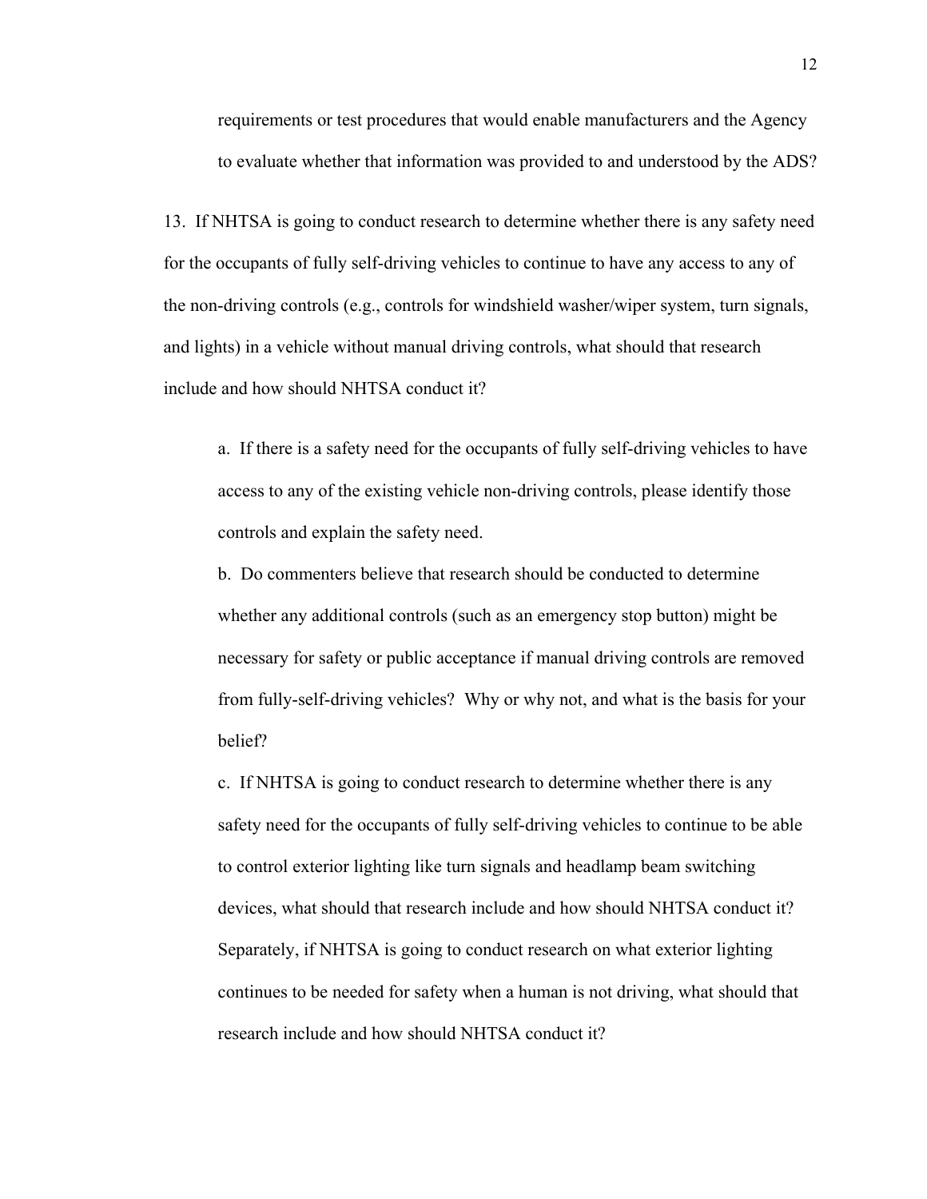requirements or test procedures that would enable manufacturers and the Agency to evaluate whether that information was provided to and understood by the ADS?

13. If NHTSA is going to conduct research to determine whether there is any safety need for the occupants of fully self-driving vehicles to continue to have any access to any of the non-driving controls (e.g., controls for windshield washer/wiper system, turn signals, and lights) in a vehicle without manual driving controls, what should that research include and how should NHTSA conduct it?

a. If there is a safety need for the occupants of fully self-driving vehicles to have access to any of the existing vehicle non-driving controls, please identify those controls and explain the safety need.

b. Do commenters believe that research should be conducted to determine whether any additional controls (such as an emergency stop button) might be necessary for safety or public acceptance if manual driving controls are removed from fully-self-driving vehicles? Why or why not, and what is the basis for your belief?

c. If NHTSA is going to conduct research to determine whether there is any safety need for the occupants of fully self-driving vehicles to continue to be able to control exterior lighting like turn signals and headlamp beam switching devices, what should that research include and how should NHTSA conduct it? Separately, if NHTSA is going to conduct research on what exterior lighting continues to be needed for safety when a human is not driving, what should that research include and how should NHTSA conduct it?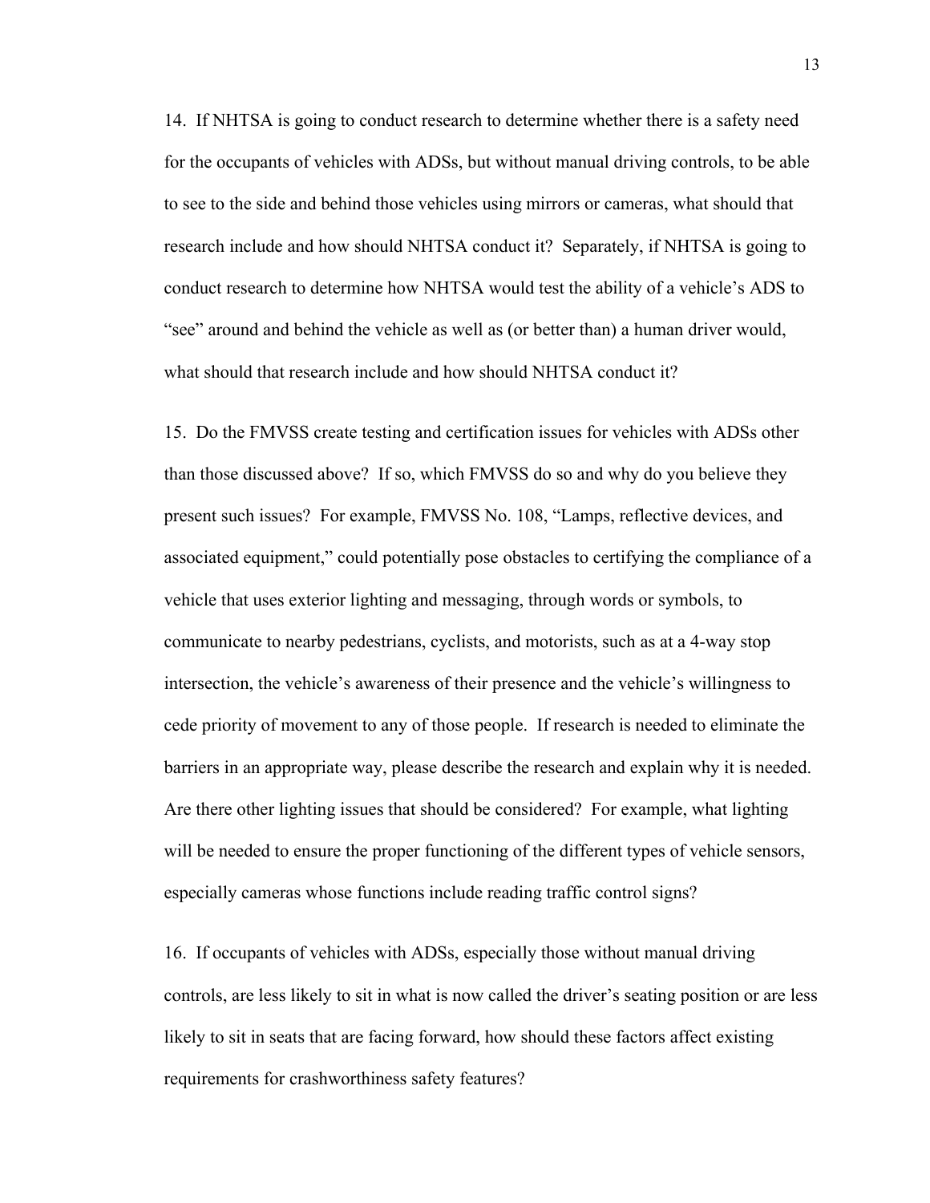14. If NHTSA is going to conduct research to determine whether there is a safety need for the occupants of vehicles with ADSs, but without manual driving controls, to be able to see to the side and behind those vehicles using mirrors or cameras, what should that research include and how should NHTSA conduct it? Separately, if NHTSA is going to conduct research to determine how NHTSA would test the ability of a vehicle's ADS to "see" around and behind the vehicle as well as (or better than) a human driver would, what should that research include and how should NHTSA conduct it?

15. Do the FMVSS create testing and certification issues for vehicles with ADSs other than those discussed above? If so, which FMVSS do so and why do you believe they present such issues? For example, FMVSS No. 108, "Lamps, reflective devices, and associated equipment," could potentially pose obstacles to certifying the compliance of a vehicle that uses exterior lighting and messaging, through words or symbols, to communicate to nearby pedestrians, cyclists, and motorists, such as at a 4-way stop intersection, the vehicle's awareness of their presence and the vehicle's willingness to cede priority of movement to any of those people. If research is needed to eliminate the barriers in an appropriate way, please describe the research and explain why it is needed. Are there other lighting issues that should be considered? For example, what lighting will be needed to ensure the proper functioning of the different types of vehicle sensors, especially cameras whose functions include reading traffic control signs?

16. If occupants of vehicles with ADSs, especially those without manual driving controls, are less likely to sit in what is now called the driver's seating position or are less likely to sit in seats that are facing forward, how should these factors affect existing requirements for crashworthiness safety features?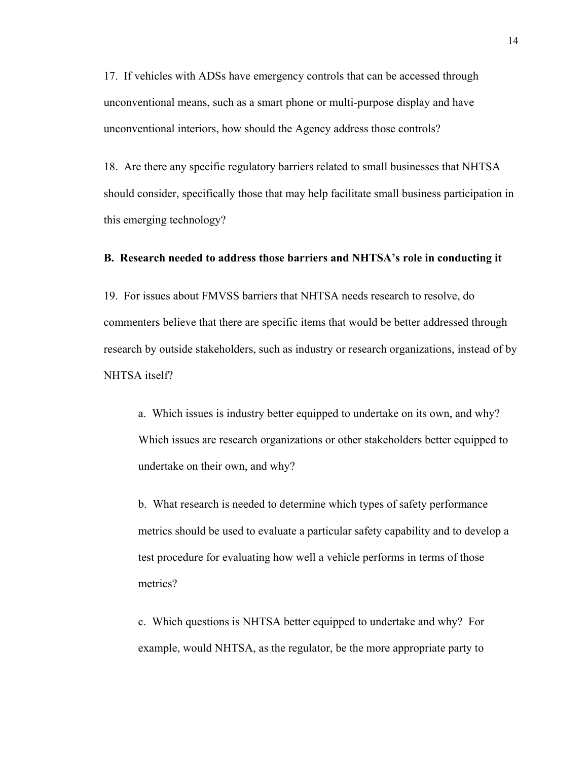17. If vehicles with ADSs have emergency controls that can be accessed through unconventional means, such as a smart phone or multi-purpose display and have unconventional interiors, how should the Agency address those controls?

18. Are there any specific regulatory barriers related to small businesses that NHTSA should consider, specifically those that may help facilitate small business participation in this emerging technology?

**B. Research needed to address those barriers and NHTSA's role in conducting it**

19. For issues about FMVSS barriers that NHTSA needs research to resolve, do commenters believe that there are specific items that would be better addressed through research by outside stakeholders, such as industry or research organizations, instead of by NHTSA itself?

> a. Which issues is industry better equipped to undertake on its own, and why? Which issues are research organizations or other stakeholders better equipped to undertake on their own, and why?
>
> b. What research is needed to determine which types of safety performance metrics should be used to evaluate a particular safety capability and to develop a test procedure for evaluating how well a vehicle performs in terms of those metrics?
>
> c. Which questions is NHTSA better equipped to undertake and why? For example, would NHTSA, as the regulator, be the more appropriate party to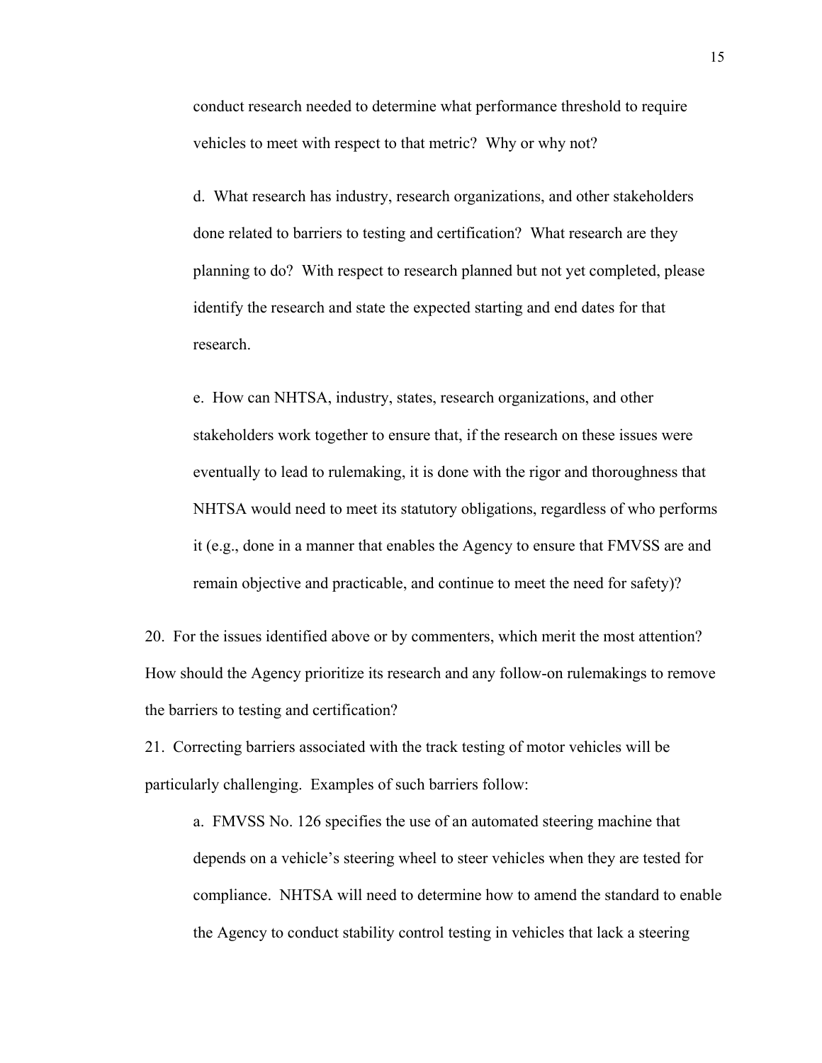conduct research needed to determine what performance threshold to require vehicles to meet with respect to that metric? Why or why not?

d. What research has industry, research organizations, and other stakeholders done related to barriers to testing and certification? What research are they planning to do? With respect to research planned but not yet completed, please identify the research and state the expected starting and end dates for that research.

e. How can NHTSA, industry, states, research organizations, and other stakeholders work together to ensure that, if the research on these issues were eventually to lead to rulemaking, it is done with the rigor and thoroughness that NHTSA would need to meet its statutory obligations, regardless of who performs it (e.g., done in a manner that enables the Agency to ensure that FMVSS are and remain objective and practicable, and continue to meet the need for safety)?

20. For the issues identified above or by commenters, which merit the most attention? How should the Agency prioritize its research and any follow-on rulemakings to remove the barriers to testing and certification?

21. Correcting barriers associated with the track testing of motor vehicles will be particularly challenging. Examples of such barriers follow:

a. FMVSS No. 126 specifies the use of an automated steering machine that depends on a vehicle's steering wheel to steer vehicles when they are tested for compliance. NHTSA will need to determine how to amend the standard to enable the Agency to conduct stability control testing in vehicles that lack a steering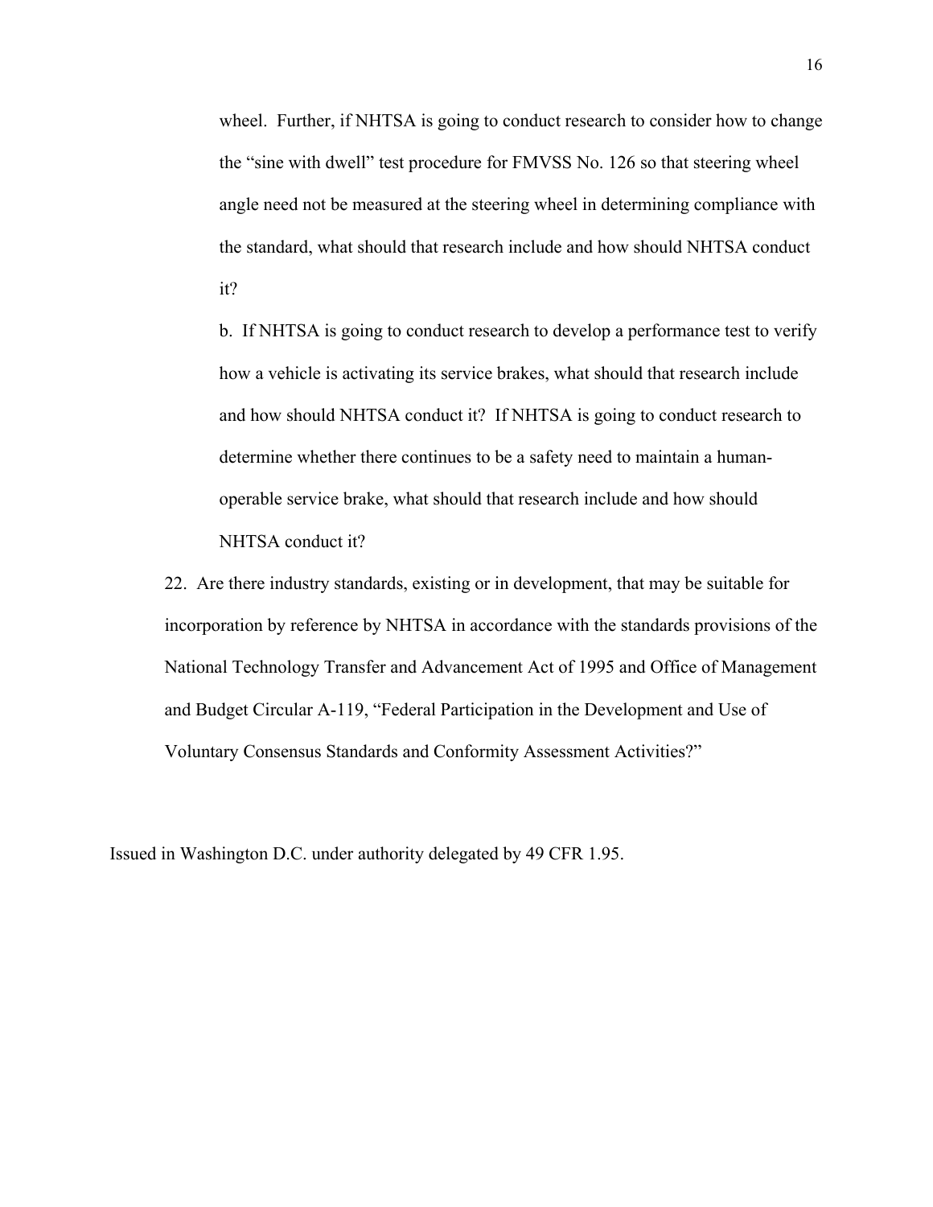wheel. Further, if NHTSA is going to conduct research to consider how to change the "sine with dwell" test procedure for FMVSS No. 126 so that steering wheel angle need not be measured at the steering wheel in determining compliance with the standard, what should that research include and how should NHTSA conduct it?

b. If NHTSA is going to conduct research to develop a performance test to verify how a vehicle is activating its service brakes, what should that research include and how should NHTSA conduct it? If NHTSA is going to conduct research to determine whether there continues to be a safety need to maintain a human-operable service brake, what should that research include and how should NHTSA conduct it?

22. Are there industry standards, existing or in development, that may be suitable for incorporation by reference by NHTSA in accordance with the standards provisions of the National Technology Transfer and Advancement Act of 1995 and Office of Management and Budget Circular A-119, "Federal Participation in the Development and Use of Voluntary Consensus Standards and Conformity Assessment Activities?"

Issued in Washington D.C. under authority delegated by 49 CFR 1.95.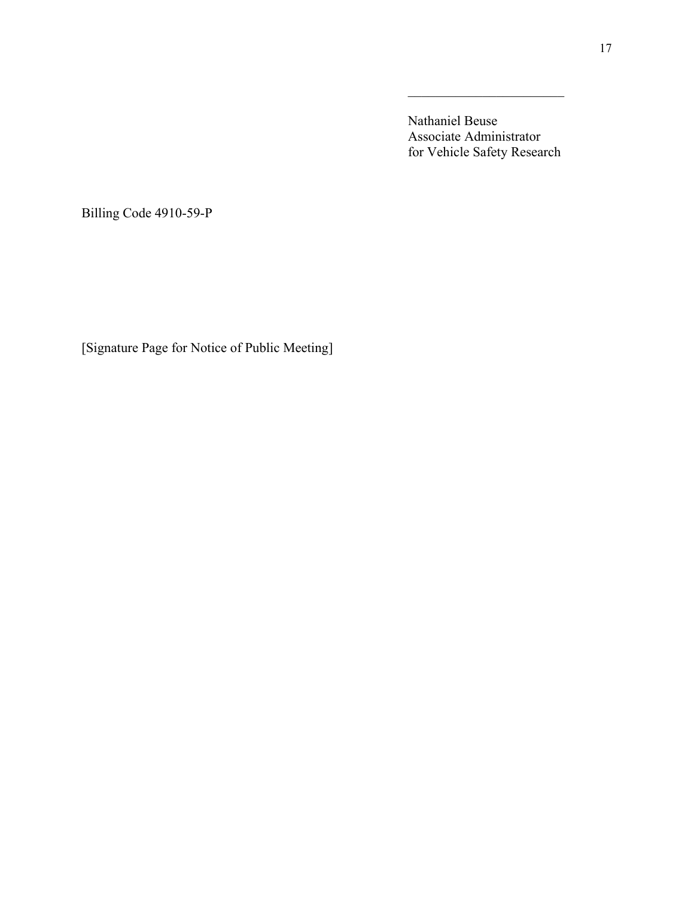\_\_\_\_\_\_\_\_\_\_\_\_\_\_\_\_\_\_\_\_\_\_\_\_

Nathaniel Beuse
Associate Administrator
for Vehicle Safety Research

Billing Code 4910-59-P

[Signature Page for Notice of Public Meeting]